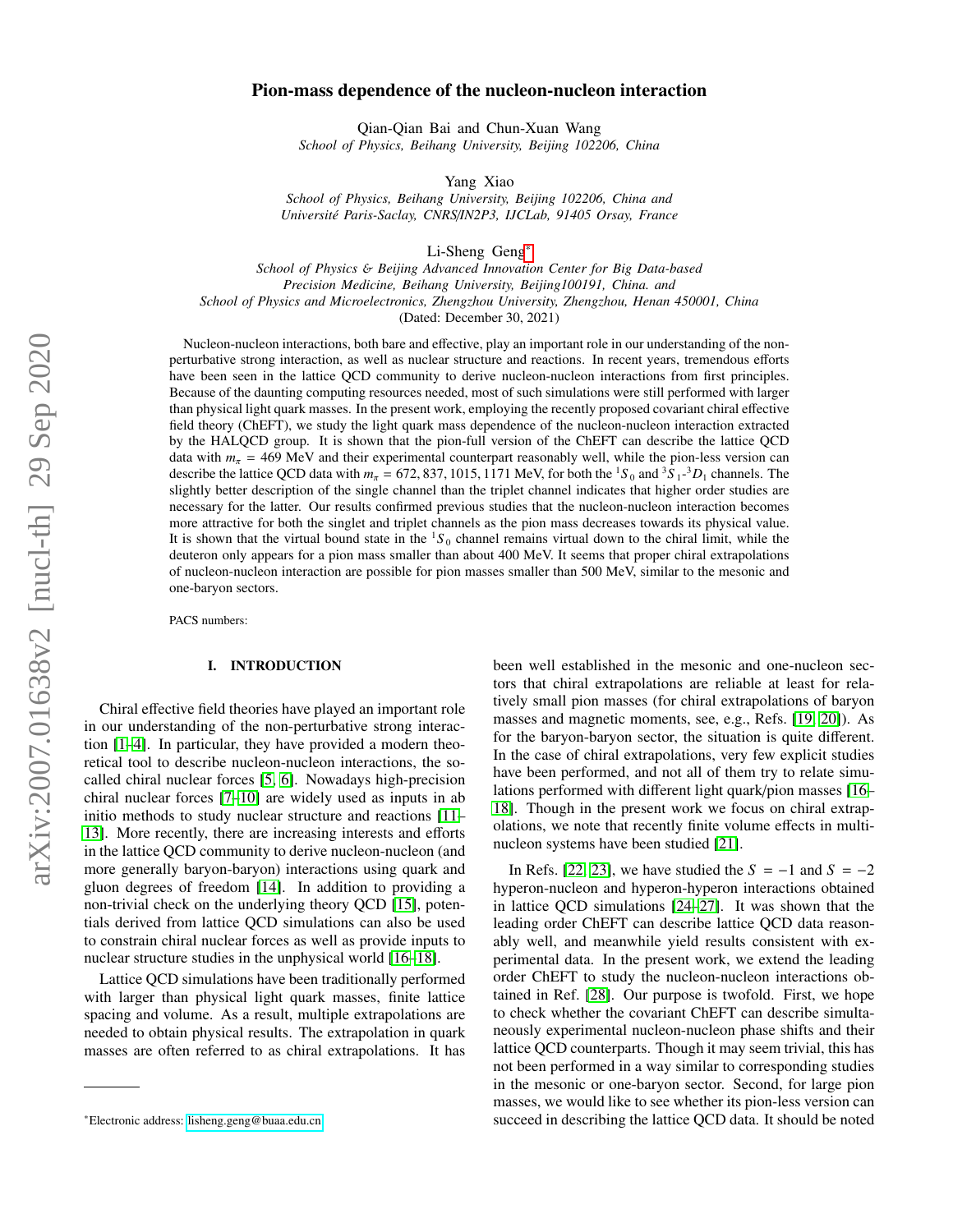# Pion-mass dependence of the nucleon-nucleon interaction

Qian-Qian Bai and Chun-Xuan Wang
*School of Physics, Beihang University, Beijing 102206, China*

Yang Xiao
*School of Physics, Beihang University, Beijing 102206, China and*
*Université Paris-Saclay, CNRS/IN2P3, IJCLab, 91405 Orsay, France*

Li-Sheng Geng[*]
*School of Physics & Beijing Advanced Innovation Center for Big Data-based Precision Medicine, Beihang University, Beijing100191, China. and*
*School of Physics and Microelectronics, Zhengzhou University, Zhengzhou, Henan 450001, China*
(Dated: December 30, 2021)

Nucleon-nucleon interactions, both bare and effective, play an important role in our understanding of the non-perturbative strong interaction, as well as nuclear structure and reactions. In recent years, tremendous efforts have been seen in the lattice QCD community to derive nucleon-nucleon interactions from first principles. Because of the daunting computing resources needed, most of such simulations were still performed with larger than physical light quark masses. In the present work, employing the recently proposed covariant chiral effective field theory (ChEFT), we study the light quark mass dependence of the nucleon-nucleon interaction extracted by the HALQCD group. It is shown that the pion-full version of the ChEFT can describe the lattice QCD data with $m_\pi = 469$ MeV and their experimental counterpart reasonably well, while the pion-less version can describe the lattice QCD data with $m_\pi = 672, 837, 1015, 1171$ MeV, for both the $^1S_0$ and $^3S_1$-$^3D_1$ channels. The slightly better description of the single channel than the triplet channel indicates that higher order studies are necessary for the latter. Our results confirmed previous studies that the nucleon-nucleon interaction becomes more attractive for both the singlet and triplet channels as the pion mass decreases towards its physical value. It is shown that the virtual bound state in the $^1S_0$ channel remains virtual down to the chiral limit, while the deuteron only appears for a pion mass smaller than about 400 MeV. It seems that proper chiral extrapolations of nucleon-nucleon interaction are possible for pion masses smaller than 500 MeV, similar to the mesonic and one-baryon sectors.

PACS numbers:

## I. INTRODUCTION

Chiral effective field theories have played an important role in our understanding of the non-perturbative strong interaction [1–4]. In particular, they have provided a modern theoretical tool to describe nucleon-nucleon interactions, the so-called chiral nuclear forces [5, 6]. Nowadays high-precision chiral nuclear forces [7–10] are widely used as inputs in ab initio methods to study nuclear structure and reactions [11–13]. More recently, there are increasing interests and efforts in the lattice QCD community to derive nucleon-nucleon (and more generally baryon-baryon) interactions using quark and gluon degrees of freedom [14]. In addition to providing a non-trivial check on the underlying theory QCD [15], potentials derived from lattice QCD simulations can also be used to constrain chiral nuclear forces as well as provide inputs to nuclear structure studies in the unphysical world [16–18].

Lattice QCD simulations have been traditionally performed with larger than physical light quark masses, finite lattice spacing and volume. As a result, multiple extrapolations are needed to obtain physical results. The extrapolation in quark masses are often referred to as chiral extrapolations. It has been well established in the mesonic and one-nucleon sectors that chiral extrapolations are reliable at least for relatively small pion masses (for chiral extrapolations of baryon masses and magnetic moments, see, e.g., Refs. [19, 20]). As for the baryon-baryon sector, the situation is quite different. In the case of chiral extrapolations, very few explicit studies have been performed, and not all of them try to relate simulations performed with different light quark/pion masses [16–18]. Though in the present work we focus on chiral extrapolations, we note that recently finite volume effects in multi-nucleon systems have been studied [21].

In Refs. [22, 23], we have studied the $S = -1$ and $S = -2$ hyperon-nucleon and hyperon-hyperon interactions obtained in lattice QCD simulations [24–27]. It was shown that the leading order ChEFT can describe lattice QCD data reasonably well, and meanwhile yield results consistent with experimental data. In the present work, we extend the leading order ChEFT to study the nucleon-nucleon interactions obtained in Ref. [28]. Our purpose is twofold. First, we hope to check whether the covariant ChEFT can describe simultaneously experimental nucleon-nucleon phase shifts and their lattice QCD counterparts. Though it may seem trivial, this has not been performed in a way similar to corresponding studies in the mesonic or one-baryon sector. Second, for large pion masses, we would like to see whether its pion-less version can succeed in describing the lattice QCD data. It should be noted

[*]Electronic address: lisheng.geng@buaa.edu.cn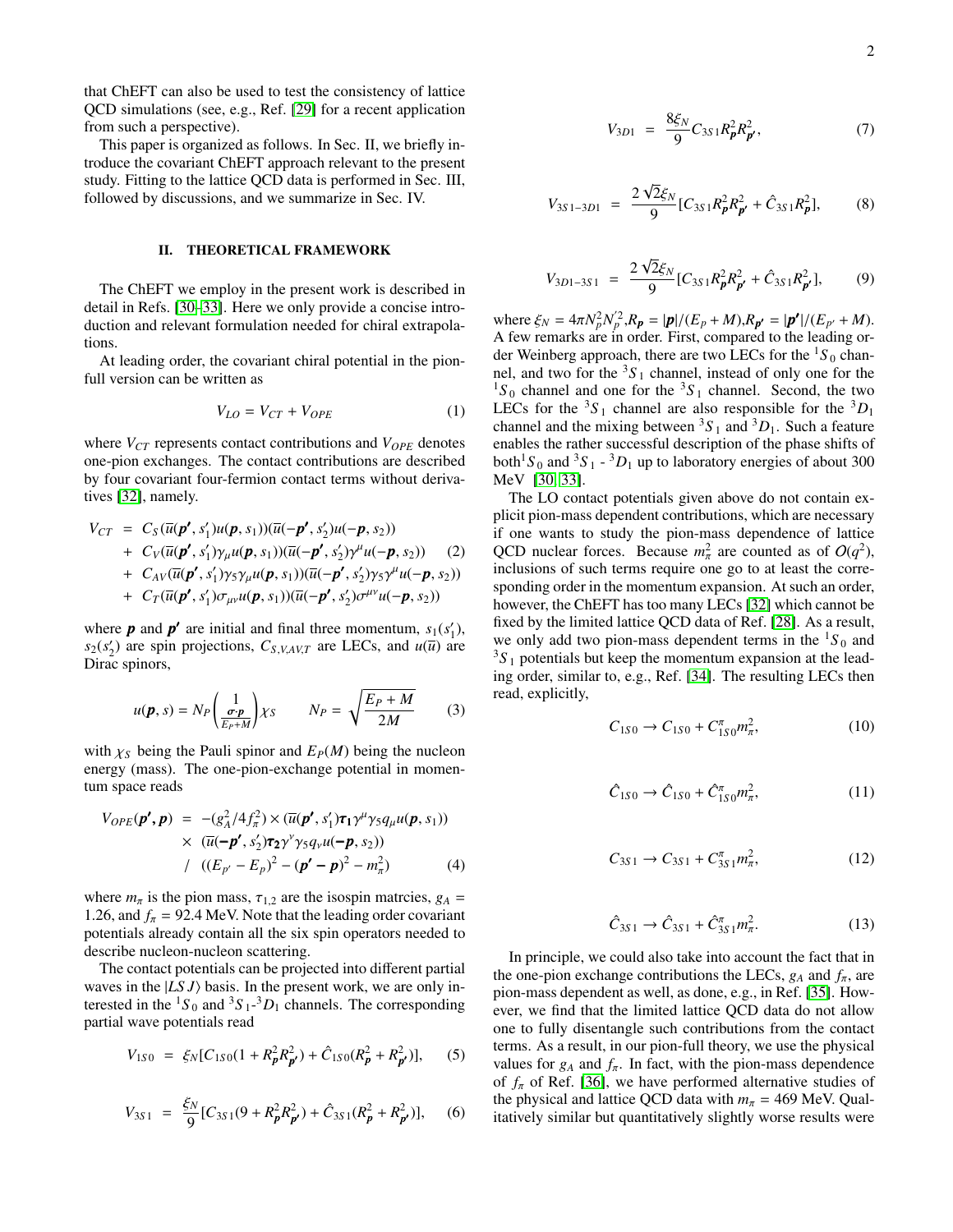that ChEFT can also be used to test the consistency of lattice QCD simulations (see, e.g., Ref. [29] for a recent application from such a perspective).

This paper is organized as follows. In Sec. II, we briefly introduce the covariant ChEFT approach relevant to the present study. Fitting to the lattice QCD data is performed in Sec. III, followed by discussions, and we summarize in Sec. IV.

## II. THEORETICAL FRAMEWORK

The ChEFT we employ in the present work is described in detail in Refs. [30–33]. Here we only provide a concise introduction and relevant formulation needed for chiral extrapolations.

At leading order, the covariant chiral potential in the pionfull version can be written as

$$V_{LO} = V_{CT} + V_{OPE} \tag{1}$$

where $V_{CT}$ represents contact contributions and $V_{OPE}$ denotes one-pion exchanges. The contact contributions are described by four covariant four-fermion contact terms without derivatives [32], namely.

$$\begin{aligned}
V_{CT} &= C_S(\overline{u}(\boldsymbol{p}', s_1')u(\boldsymbol{p}, s_1))(\overline{u}(-\boldsymbol{p}', s_2')u(-\boldsymbol{p}, s_2)) \\
&+ C_V(\overline{u}(\boldsymbol{p}', s_1')\gamma_\mu u(\boldsymbol{p}, s_1))(\overline{u}(-\boldsymbol{p}', s_2')\gamma^\mu u(-\boldsymbol{p}, s_2)) \\
&+ C_{AV}(\overline{u}(\boldsymbol{p}', s_1')\gamma_5\gamma_\mu u(\boldsymbol{p}, s_1))(\overline{u}(-\boldsymbol{p}', s_2')\gamma_5\gamma^\mu u(-\boldsymbol{p}, s_2)) \\
&+ C_T(\overline{u}(\boldsymbol{p}', s_1')\sigma_{\mu\nu} u(\boldsymbol{p}, s_1))(\overline{u}(-\boldsymbol{p}', s_2')\sigma^{\mu\nu} u(-\boldsymbol{p}, s_2))
\end{aligned} \tag{2}$$

where $\boldsymbol{p}$ and $\boldsymbol{p}'$ are initial and final three momentum, $s_1(s_1')$, $s_2(s_2')$ are spin projections, $C_{S,V,AV,T}$ are LECs, and $u(\overline{u})$ are Dirac spinors,

$$u(\boldsymbol{p}, s) = N_P \begin{pmatrix} 1 \\ \frac{\boldsymbol{\sigma}\cdot\boldsymbol{p}}{E_P+M} \end{pmatrix} \chi_S \qquad N_P = \sqrt{\frac{E_P+M}{2M}} \tag{3}$$

with $\chi_S$ being the Pauli spinor and $E_P(M)$ being the nucleon energy (mass). The one-pion-exchange potential in momentum space reads

$$\begin{aligned}
V_{OPE}(\boldsymbol{p}', \boldsymbol{p}) &= -(g_A^2/4f_\pi^2) \times (\overline{u}(\boldsymbol{p}', s_1')\boldsymbol{\tau_1}\gamma^\mu\gamma_5 q_\mu u(\boldsymbol{p}, s_1)) \\
&\times (\overline{u}(-\boldsymbol{p}', s_2')\boldsymbol{\tau_2}\gamma^\nu\gamma_5 q_\nu u(-\boldsymbol{p}, s_2)) \\
&/ \ ((E_{p'} - E_p)^2 - (\boldsymbol{p}' - \boldsymbol{p})^2 - m_\pi^2)
\end{aligned} \tag{4}$$

where $m_\pi$ is the pion mass, $\tau_{1,2}$ are the isospin matrcies, $g_A = 1.26$, and $f_\pi = 92.4$ MeV. Note that the leading order covariant potentials already contain all the six spin operators needed to describe nucleon-nucleon scattering.

The covariant potentials can be projected into different partial waves in the $|LSJ\rangle$ basis. In the present work, we are only interested in the $^1S_0$ and $^3S_1$-$^3D_1$ channels. The corresponding partial wave potentials read

$$V_{1S0} = \xi_N[C_{1S0}(1 + R_{\boldsymbol{p}}^2 R_{\boldsymbol{p}'}^2) + \hat{C}_{1S0}(R_{\boldsymbol{p}}^2 + R_{\boldsymbol{p}'}^2)], \tag{5}$$

$$V_{3S1} = \frac{\xi_N}{9}[C_{3S1}(9 + R_{\boldsymbol{p}}^2 R_{\boldsymbol{p}'}^2) + \hat{C}_{3S1}(R_{\boldsymbol{p}}^2 + R_{\boldsymbol{p}'}^2)], \tag{6}$$

$$V_{3D1} = \frac{8\xi_N}{9} C_{3S1} R_{\boldsymbol{p}}^2 R_{\boldsymbol{p}'}^2, \tag{7}$$

$$V_{3S1-3D1} = \frac{2\sqrt{2}\xi_N}{9}[C_{3S1} R_{\boldsymbol{p}}^2 R_{\boldsymbol{p}'}^2 + \hat{C}_{3S1} R_{\boldsymbol{p}}^2], \tag{8}$$

$$V_{3D1-3S1} = \frac{2\sqrt{2}\xi_N}{9}[C_{3S1} R_{\boldsymbol{p}}^2 R_{\boldsymbol{p}'}^2 + \hat{C}_{3S1} R_{\boldsymbol{p}'}^2], \tag{9}$$

where $\xi_N = 4\pi N_p^2 N_p'^2$, $R_{\boldsymbol{p}} = |\boldsymbol{p}|/(E_p + M)$, $R_{\boldsymbol{p}'} = |\boldsymbol{p}'|/(E_{p'} + M)$. A few remarks are in order. First, compared to the leading order Weinberg approach, there are two LECs for the $^1S_0$ channel, and two for the $^3S_1$ channel, instead of only one for the $^1S_0$ channel and one for the $^3S_1$ channel. Second, the two LECs for the $^3S_1$ channel are also responsible for the $^3D_1$ channel and the mixing between $^3S_1$ and $^3D_1$. Such a feature enables the rather successful description of the phase shifts of both $^1S_0$ and $^3S_1$ - $^3D_1$ up to laboratory energies of about 300 MeV [30, 33].

The LO contact potentials given above do not contain explicit pion-mass dependent contributions, which are necessary if one wants to study the pion-mass dependence of lattice QCD nuclear forces. Because $m_\pi^2$ are counted as of $O(q^2)$, inclusions of such terms require one go to at least the corresponding order in the momentum expansion. At such an order, however, the ChEFT has too many LECs [32] which cannot be fixed by the limited lattice QCD data of Ref. [28]. As a result, we only add two pion-mass dependent terms in the $^1S_0$ and $^3S_1$ potentials but keep the momentum expansion at the leading order, similar to, e.g., Ref. [34]. The resulting LECs then read, explicitly,

$$C_{1S0} \to C_{1S0} + C_{1S0}^\pi m_\pi^2, \tag{10}$$

$$\hat{C}_{1S0} \to \hat{C}_{1S0} + \hat{C}_{1S0}^\pi m_\pi^2, \tag{11}$$

$$C_{3S1} \to C_{3S1} + C_{3S1}^\pi m_\pi^2, \tag{12}$$

$$\hat{C}_{3S1} \to \hat{C}_{3S1} + \hat{C}_{3S1}^\pi m_\pi^2. \tag{13}$$

In principle, we could also take into account the fact that in the one-pion exchange contributions the LECs, $g_A$ and $f_\pi$, are pion-mass dependent as well, as done, e.g., in Ref. [35]. However, we find that the limited lattice QCD data do not allow one to fully disentangle such contributions from the contact terms. As a result, in our pion-full theory, we use the physical values for $g_A$ and $f_\pi$. In fact, with the pion-mass dependence of $f_\pi$ of Ref. [36], we have performed alternative studies of the physical and lattice QCD data with $m_\pi = 469$ MeV. Qualitatively similar but quantitatively slightly worse results were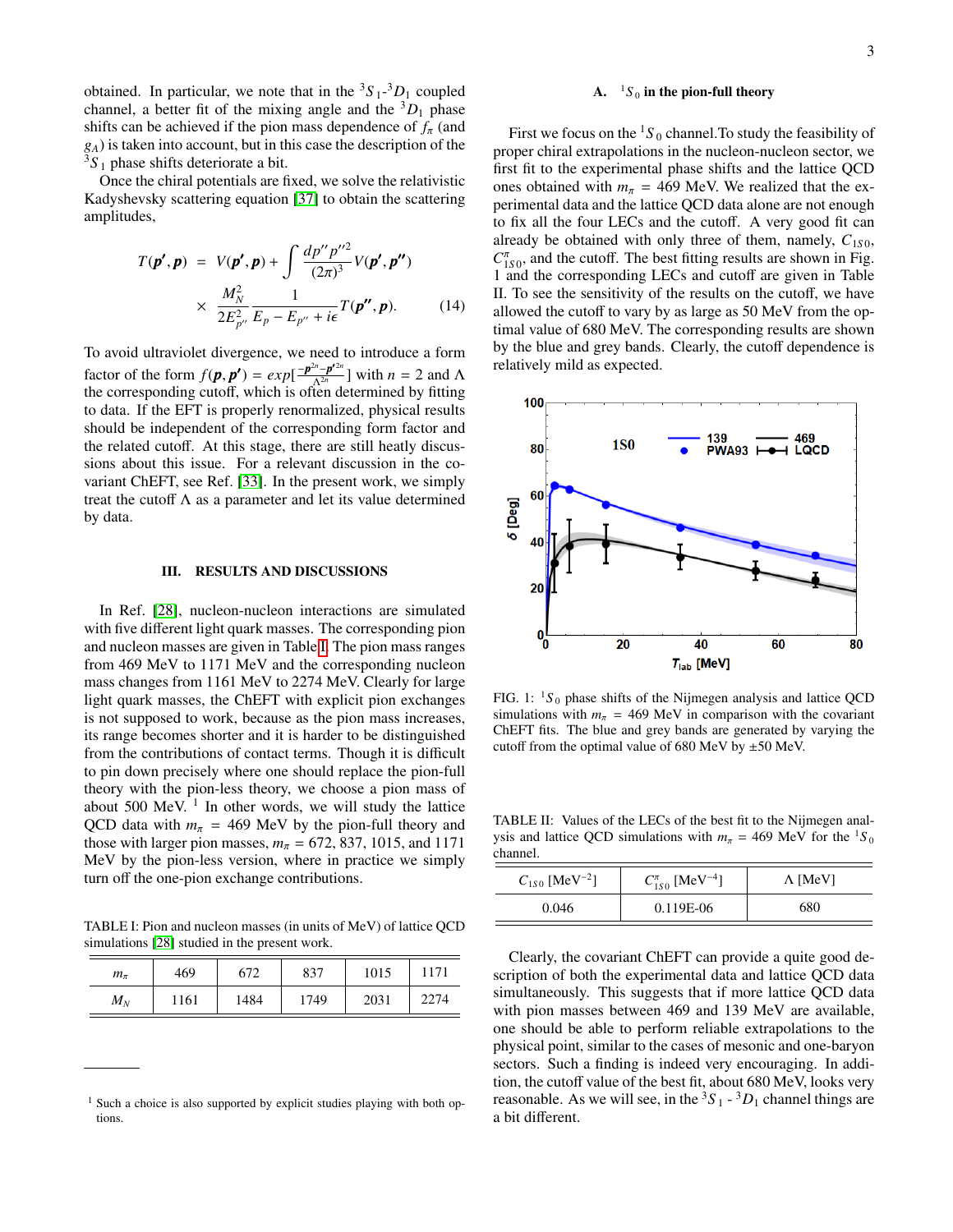obtained. In particular, we note that in the $^3S_1$-$^3D_1$ coupled channel, a better fit of the mixing angle and the $^3D_1$ phase shifts can be achieved if the pion mass dependence of $f_\pi$ (and $g_A$) is taken into account, but in this case the description of the $^3S_1$ phase shifts deteriorate a bit.

Once the chiral potentials are fixed, we solve the relativistic Kadyshevsky scattering equation [37] to obtain the scattering amplitudes,

$$T(\boldsymbol{p}', \boldsymbol{p}) = V(\boldsymbol{p}', \boldsymbol{p}) + \int \frac{dp'' p''^2}{(2\pi)^3} V(\boldsymbol{p}', \boldsymbol{p}'') \times \frac{M_N^2}{2E_{p''}^2} \frac{1}{E_p - E_{p''} + i\epsilon} T(\boldsymbol{p}'', \boldsymbol{p}). \tag{14}$$

To avoid ultraviolet divergence, we need to introduce a form factor of the form $f(\boldsymbol{p}, \boldsymbol{p}') = exp[\frac{-\boldsymbol{p}^{2n} - \boldsymbol{p}'^{2n}}{\Lambda^{2n}}]$ with $n = 2$ and $\Lambda$ the corresponding cutoff, which is often determined by fitting to data. If the EFT is properly renormalized, physical results should be independent of the corresponding form factor and the related cutoff. At this stage, there are still heatly discussions about this issue. For a relevant discussion in the covariant ChEFT, see Ref. [33]. In the present work, we simply treat the cutoff $\Lambda$ as a parameter and let its value determined by data.

## III. RESULTS AND DISCUSSIONS

In Ref. [28], nucleon-nucleon interactions are simulated with five different light quark masses. The corresponding pion and nucleon masses are given in Table I. The pion mass ranges from 469 MeV to 1171 MeV and the corresponding nucleon mass changes from 1161 MeV to 2274 MeV. Clearly for large light quark masses, the ChEFT with explicit pion exchanges is not supposed to work, because as the pion mass increases, its range becomes shorter and it is harder to be distinguished from the contributions of contact terms. Though it is difficult to pin down precisely where one should replace the pion-full theory with the pion-less theory, we choose a pion mass of about 500 MeV. [1] In other words, we will study the lattice QCD data with $m_\pi = 469$ MeV by the pion-full theory and those with larger pion masses, $m_\pi = 672$, 837, 1015, and 1171 MeV by the pion-less version, where in practice we simply turn off the one-pion exchange contributions.

TABLE I: Pion and nucleon masses (in units of MeV) of lattice QCD simulations [28] studied in the present work.

| $m_\pi$ | 469 | 672 | 837 | 1015 | 1171 |
|---|---|---|---|---|---|
| $M_N$ | 1161 | 1484 | 1749 | 2031 | 2274 |

[1] Such a choice is also supported by explicit studies playing with both options.

### A. $^1S_0$ in the pion-full theory

First we focus on the $^1S_0$ channel.To study the feasibility of proper chiral extrapolations in the nucleon-nucleon sector, we first fit to the experimental phase shifts and the lattice QCD ones obtained with $m_\pi = 469$ MeV. We realized that the experimental data and the lattice QCD data alone are not enough to fix all the four LECs and the cutoff. A very good fit can already be obtained with only three of them, namely, $C_{1S0}$, $C^\pi_{1S0}$, and the cutoff. The best fitting results are shown in Fig. 1 and the corresponding LECs and cutoff are given in Table II. To see the sensitivity of the results on the cutoff, we have allowed the cutoff to vary by as large as 50 MeV from the optimal value of 680 MeV. The corresponding results are shown by the blue and grey bands. Clearly, the cutoff dependence is relatively mild as expected.

FIG. 1: $^1S_0$ phase shifts of the Nijmegen analysis and lattice QCD simulations with $m_\pi = 469$ MeV in comparison with the covariant ChEFT fits. The blue and grey bands are generated by varying the cutoff from the optimal value of 680 MeV by ±50 MeV.

TABLE II: Values of the LECs of the best fit to the Nijmegen analysis and lattice QCD simulations with $m_\pi = 469$ MeV for the $^1S_0$ channel.

| $C_{1S0}$ [MeV$^{-2}$] | $C^\pi_{1S0}$ [MeV$^{-4}$] | $\Lambda$ [MeV] |
|---|---|---|
| 0.046 | 0.119E-06 | 680 |

Clearly, the covariant ChEFT can provide a quite good description of both the experimental data and lattice QCD data simultaneously. This suggests that if more lattice QCD data with pion masses between 469 and 139 MeV are available, one should be able to perform reliable extrapolations to the physical point, similar to the cases of mesonic and one-baryon sectors. Such a finding is indeed very encouraging. In addition, the cutoff value of the best fit, about 680 MeV, looks very reasonable. As we will see, in the $^3S_1$ - $^3D_1$ channel things are a bit different.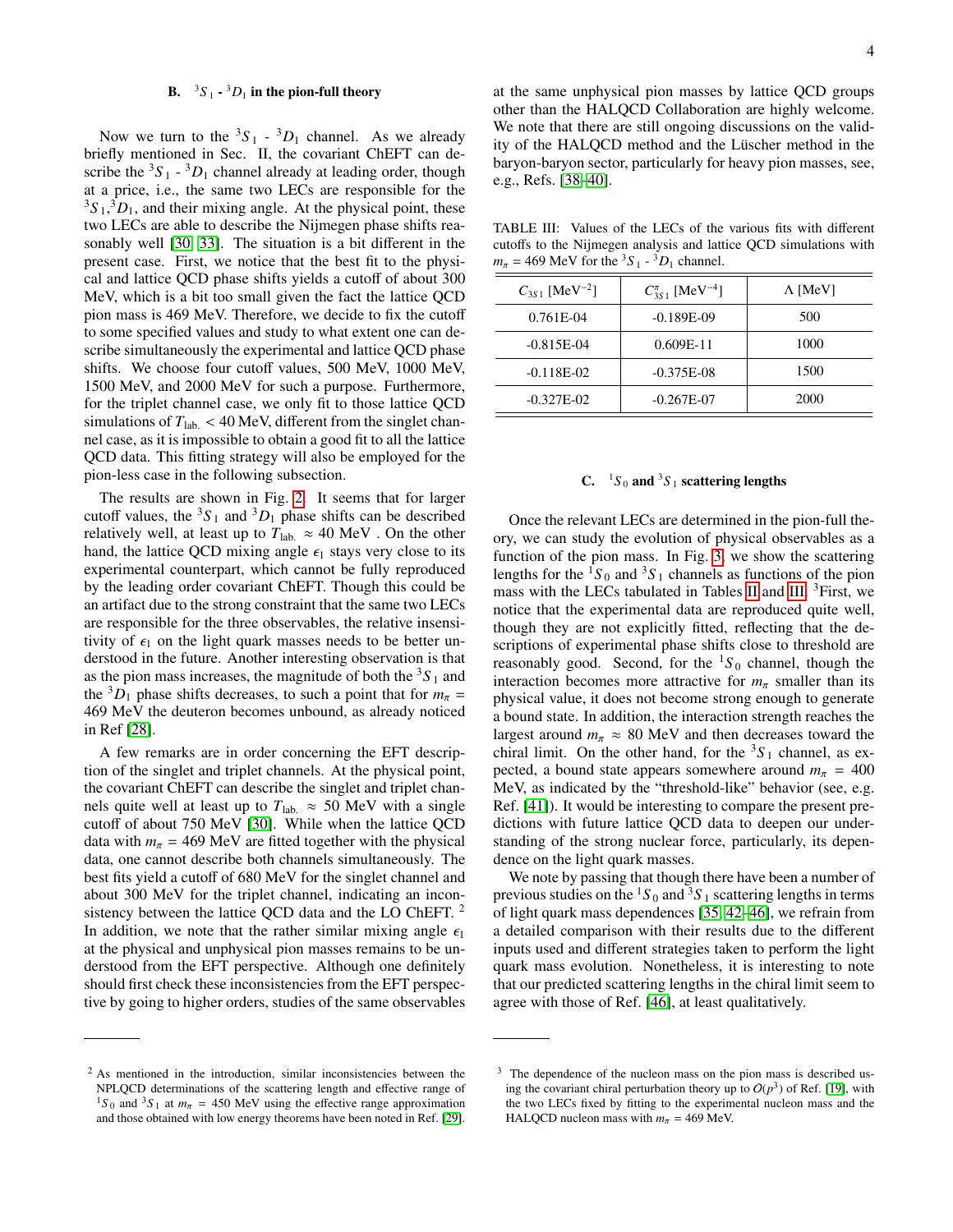### B. $^3S_1$ - $^3D_1$ in the pion-full theory

Now we turn to the $^3S_1$ - $^3D_1$ channel. As we already briefly mentioned in Sec. II, the covariant ChEFT can describe the $^3S_1$ - $^3D_1$ channel already at leading order, though at a price, i.e., the same two LECs are responsible for the $^3S_1$,$^3D_1$, and their mixing angle. At the physical point, these two LECs are able to describe the Nijmegen phase shifts reasonably well [30, 33]. The situation is a bit different in the present case. First, we notice that the best fit to the physical and lattice QCD phase shifts yields a cutoff of about 300 MeV, which is a bit too small given the fact the lattice QCD pion mass is 469 MeV. Therefore, we decide to fix the cutoff to some specified values and study to what extent one can describe simultaneously the experimental and lattice QCD phase shifts. We choose four cutoff values, 500 MeV, 1000 MeV, 1500 MeV, and 2000 MeV for such a purpose. Furthermore, for the triplet channel case, we only fit to those lattice QCD simulations of $T_{\text{lab.}} < 40$ MeV, different from the singlet channel case, as it is impossible to obtain a good fit to all the lattice QCD data. This fitting strategy will also be employed for the pion-less case in the following subsection.

The results are shown in Fig. 2. It seems that for larger cutoff values, the $^3S_1$ and $^3D_1$ phase shifts can be described relatively well, at least up to $T_{\text{lab.}} \approx 40$ MeV . On the other hand, the lattice QCD mixing angle $\epsilon_1$ stays very close to its experimental counterpart, which cannot be fully reproduced by the leading order covariant ChEFT. Though this could be an artifact due to the strong constraint that the same two LECs are responsible for the three observables, the relative insensitivity of $\epsilon_1$ on the light quark masses needs to be better understood in the future. Another interesting observation is that as the pion mass increases, the magnitude of both the $^3S_1$ and the $^3D_1$ phase shifts decreases, to such a point that for $m_\pi$ = 469 MeV the deuteron becomes unbound, as already noticed in Ref [28].

A few remarks are in order concerning the EFT description of the singlet and triplet channels. At the physical point, the covariant ChEFT can describe the singlet and triplet channels quite well at least up to $T_{\text{lab.}} \approx 50$ MeV with a single cutoff of about 750 MeV [30]. While when the lattice QCD data with $m_\pi$ = 469 MeV are fitted together with the physical data, one cannot describe both channels simultaneously. The best fits yield a cutoff of 680 MeV for the singlet channel and about 300 MeV for the triplet channel, indicating an inconsistency between the lattice QCD data and the LO ChEFT. [2] In addition, we note that the rather similar mixing angle $\epsilon_1$ at the physical and unphysical pion masses remains to be understood from the EFT perspective. Although one definitely should first check these inconsistencies from the EFT perspective by going to higher orders, studies of the same observables at the same unphysical pion masses by lattice QCD groups other than the HALQCD Collaboration are highly welcome. We note that there are still ongoing discussions on the validity of the HALQCD method and the Lüscher method in the baryon-baryon sector, particularly for heavy pion masses, see, e.g., Refs. [38–40].

TABLE III: Values of the LECs of the various fits with different cutoffs to the Nijmegen analysis and lattice QCD simulations with $m_\pi$ = 469 MeV for the $^3S_1$ - $^3D_1$ channel.

| $C_{3S1}$ [MeV$^{-2}$] | $C^\pi_{3S1}$ [MeV$^{-4}$] | $\Lambda$ [MeV] |
|---|---|---|
| 0.761E-04 | -0.189E-09 | 500 |
| -0.815E-04 | 0.609E-11 | 1000 |
| -0.118E-02 | -0.375E-08 | 1500 |
| -0.327E-02 | -0.267E-07 | 2000 |

### C. $^1S_0$ and $^3S_1$ scattering lengths

Once the relevant LECs are determined in the pion-full theory, we can study the evolution of physical observables as a function of the pion mass. In Fig. 3, we show the scattering lengths for the $^1S_0$ and $^3S_1$ channels as functions of the pion mass with the LECs tabulated in Tables II and III. [3] First, we notice that the experimental data are reproduced quite well, though they are not explicitly fitted, reflecting that the descriptions of experimental phase shifts close to threshold are reasonably good. Second, for the $^1S_0$ channel, though the interaction becomes more attractive for $m_\pi$ smaller than its physical value, it does not become strong enough to generate a bound state. In addition, the interaction strength reaches the largest around $m_\pi \approx 80$ MeV and then decreases toward the chiral limit. On the other hand, for the $^3S_1$ channel, as expected, a bound state appears somewhere around $m_\pi$ = 400 MeV, as indicated by the "threshold-like" behavior (see, e.g. Ref. [41]). It would be interesting to compare the present predictions with future lattice QCD data to deepen our understanding of the strong nuclear force, particularly, its dependence on the light quark masses.

We note by passing that though there have been a number of previous studies on the $^1S_0$ and $^3S_1$ scattering lengths in terms of light quark mass dependences [35, 42–46], we refrain from a detailed comparison with their results due to the different inputs used and different strategies taken to perform the light quark mass evolution. Nonetheless, it is interesting to note that our predicted scattering lengths in the chiral limit seem to agree with those of Ref. [46], at least qualitatively.

---

[2] As mentioned in the introduction, similar inconsistencies between the NPLQCD determinations of the scattering length and effective range of $^1S_0$ and $^3S_1$ at $m_\pi$ = 450 MeV using the effective range approximation and those obtained with low energy theorems have been noted in Ref. [29].

[3] The dependence of the nucleon mass on the pion mass is described using the covariant chiral perturbation theory up to $O(p^3)$ of Ref. [19], with the two LECs fixed by fitting to the experimental nucleon mass and the HALQCD nucleon mass with $m_\pi$ = 469 MeV.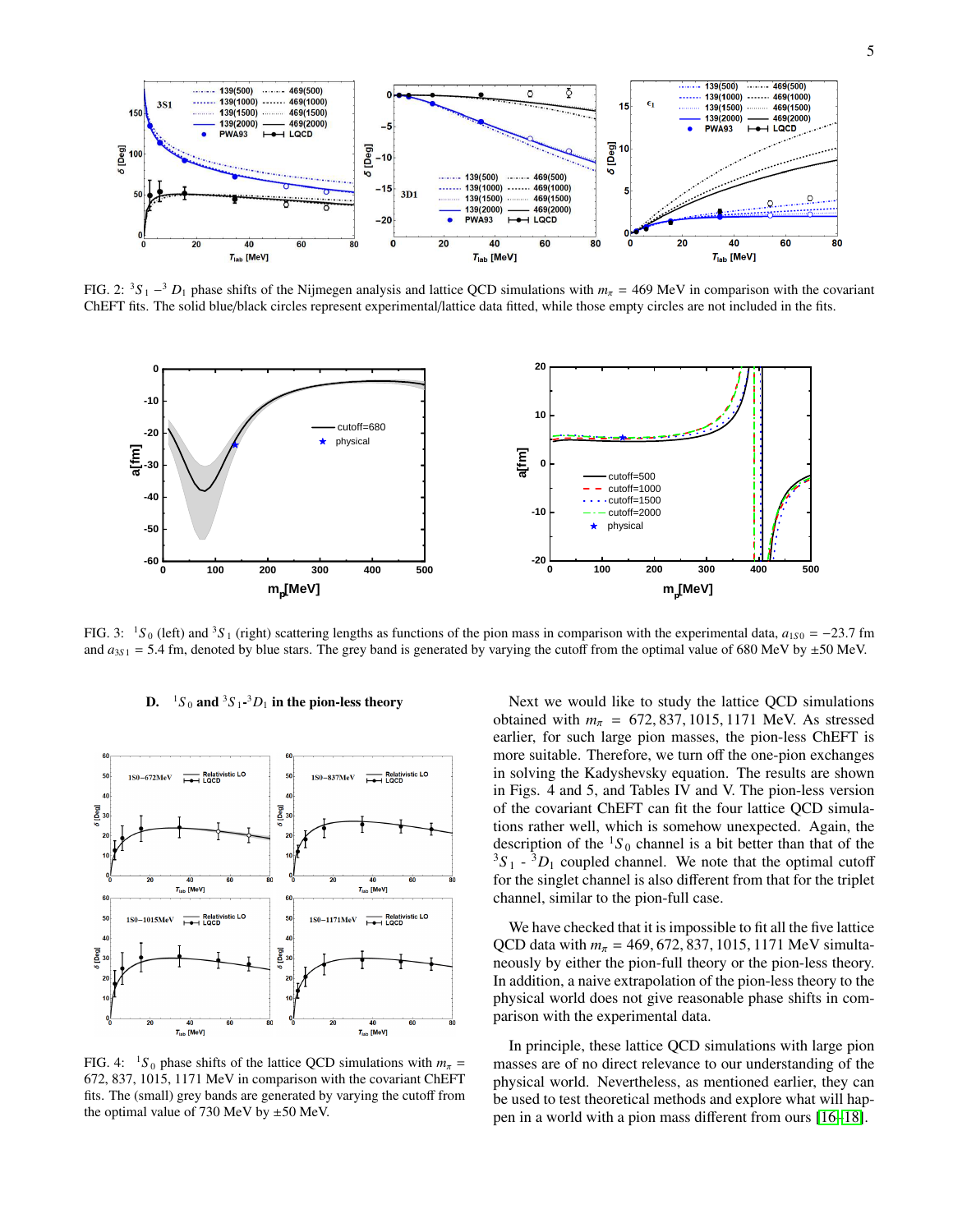FIG. 2: ${}^3S_1-{}^3D_1$ phase shifts of the Nijmegen analysis and lattice QCD simulations with $m_\pi = 469$ MeV in comparison with the covariant ChEFT fits. The solid blue/black circles represent experimental/lattice data fitted, while those empty circles are not included in the fits.

FIG. 3: ${}^1S_0$ (left) and ${}^3S_1$ (right) scattering lengths as functions of the pion mass in comparison with the experimental data, $a_{1S0} = -23.7$ fm and $a_{3S1} = 5.4$ fm, denoted by blue stars. The grey band is generated by varying the cutoff from the optimal value of 680 MeV by $\pm 50$ MeV.

### D. ${}^1S_0$ and ${}^3S_1$-${}^3D_1$ in the pion-less theory

FIG. 4: ${}^1S_0$ phase shifts of the lattice QCD simulations with $m_\pi = 672, 837, 1015, 1171$ MeV in comparison with the covariant ChEFT fits. The (small) grey bands are generated by varying the cutoff from the optimal value of 730 MeV by $\pm 50$ MeV.

Next we would like to study the lattice QCD simulations obtained with $m_\pi = 672, 837, 1015, 1171$ MeV. As stressed earlier, for such large pion masses, the pion-less ChEFT is more suitable. Therefore, we turn off the one-pion exchanges in solving the Kadyshevsky equation. The results are shown in Figs. 4 and 5, and Tables IV and V. The pion-less version of the covariant ChEFT can fit the four lattice QCD simulations rather well, which is somehow unexpected. Again, the description of the ${}^1S_0$ channel is a bit better than that of the ${}^3S_1$ - ${}^3D_1$ coupled channel. We note that the optimal cutoff for the singlet channel is also different from that for the triplet channel, similar to the pion-full case.

We have checked that it is impossible to fit all the five lattice QCD data with $m_\pi = 469, 672, 837, 1015, 1171$ MeV simultaneously by either the pion-full theory or the pion-less theory. In addition, a naive extrapolation of the pion-less theory to the physical world does not give reasonable phase shifts in comparison with the experimental data.

In principle, these lattice QCD simulations with large pion masses are of no direct relevance to our understanding of the physical world. Nevertheless, as mentioned earlier, they can be used to test theoretical methods and explore what will happen in a world with a pion mass different from ours [16–18].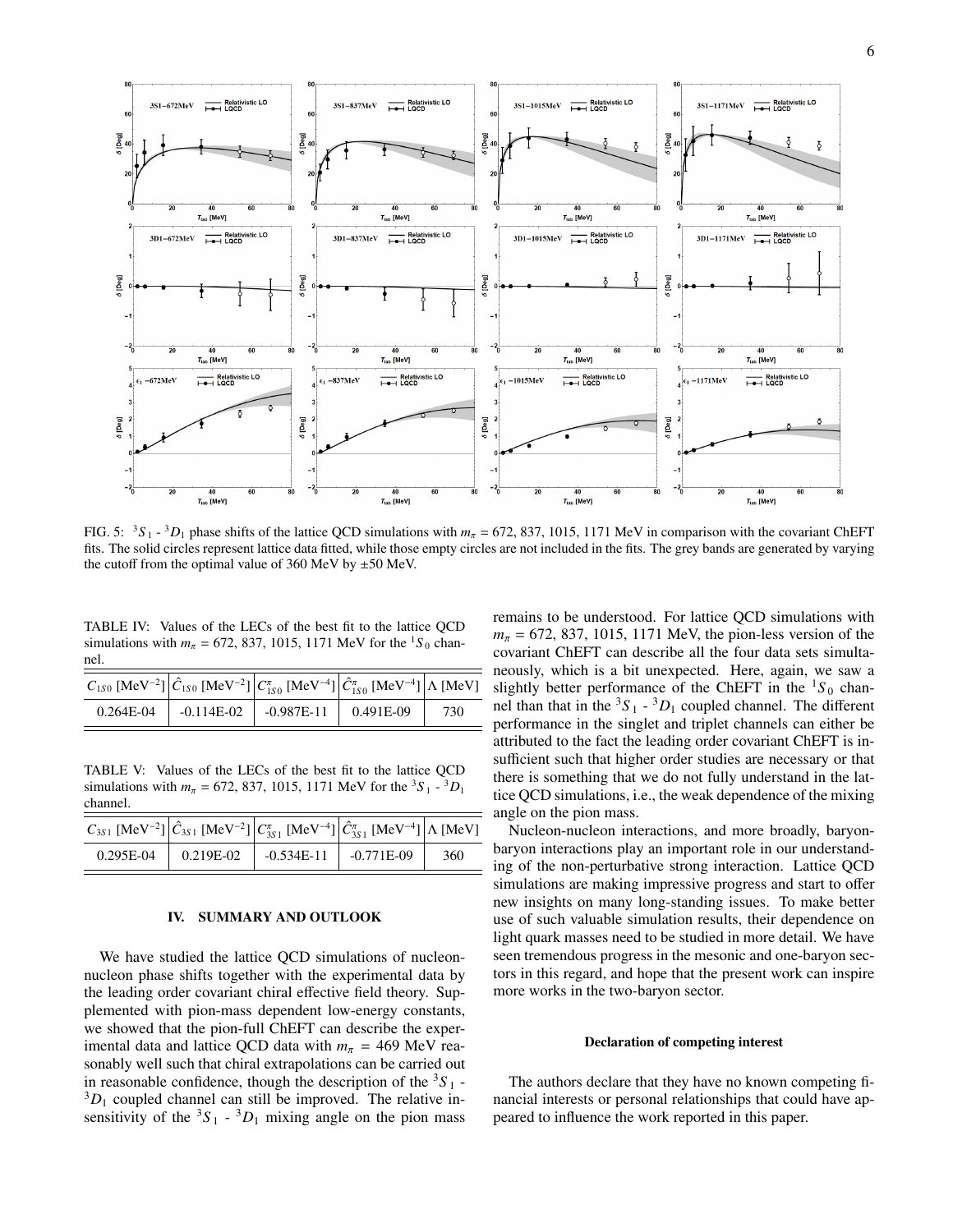FIG. 5: $^3S_1$ - $^3D_1$ phase shifts of the lattice QCD simulations with $m_\pi$ = 672, 837, 1015, 1171 MeV in comparison with the covariant ChEFT fits. The solid circles represent lattice data fitted, while those empty circles are not included in the fits. The grey bands are generated by varying the cutoff from the optimal value of 360 MeV by ±50 MeV.

TABLE IV: Values of the LECs of the best fit to the lattice QCD simulations with $m_\pi$ = 672, 837, 1015, 1171 MeV for the $^1S_0$ channel.

| $C_{1S0}$ [MeV$^{-2}$] | $\hat{C}_{1S0}$ [MeV$^{-2}$] | $C^{\pi}_{1S0}$ [MeV$^{-4}$] | $\hat{C}^{\pi}_{1S0}$ [MeV$^{-4}$] | Λ [MeV] |
|---|---|---|---|---|
| 0.264E-04 | -0.114E-02 | -0.987E-11 | 0.491E-09 | 730 |

TABLE V: Values of the LECs of the best fit to the lattice QCD simulations with $m_\pi$ = 672, 837, 1015, 1171 MeV for the $^3S_1$ - $^3D_1$ channel.

| $C_{3S1}$ [MeV$^{-2}$] | $\hat{C}_{3S1}$ [MeV$^{-2}$] | $C^{\pi}_{3S1}$ [MeV$^{-4}$] | $\hat{C}^{\pi}_{3S1}$ [MeV$^{-4}$] | Λ [MeV] |
|---|---|---|---|---|
| 0.295E-04 | 0.219E-02 | -0.534E-11 | -0.771E-09 | 360 |

## IV. SUMMARY AND OUTLOOK

We have studied the lattice QCD simulations of nucleon-nucleon phase shifts together with the experimental data by the leading order covariant chiral effective field theory. Supplemented with pion-mass dependent low-energy constants, we showed that the pion-full ChEFT can describe the experimental data and lattice QCD data with $m_\pi$ = 469 MeV reasonably well such that chiral extrapolations can be carried out in reasonable confidence, though the description of the $^3S_1$ - $^3D_1$ coupled channel can still be improved. The relative insensitivity of the $^3S_1$ - $^3D_1$ mixing angle on the pion mass remains to be understood. For lattice QCD simulations with $m_\pi$ = 672, 837, 1015, 1171 MeV, the pion-less version of the covariant ChEFT can describe all the four data sets simultaneously, which is a bit unexpected. Here, again, we saw a slightly better performance of the ChEFT in the $^1S_0$ channel than that in the $^3S_1$ - $^3D_1$ coupled channel. The different performance in the singlet and triplet channels can either be attributed to the fact the leading order covariant ChEFT is insufficient such that higher order studies are necessary or that there is something that we do not fully understand in the lattice QCD simulations, i.e., the weak dependence of the mixing angle on the pion mass.

Nucleon-nucleon interactions, and more broadly, baryon-baryon interactions play an important role in our understanding of the non-perturbative strong interaction. Lattice QCD simulations are making impressive progress and start to offer new insights on many long-standing issues. To make better use of such valuable simulation results, their dependence on light quark masses need to be studied in more detail. We have seen tremendous progress in the mesonic and one-baryon sectors in this regard, and hope that the present work can inspire more works in the two-baryon sector.

#### Declaration of competing interest

The authors declare that they have no known competing financial interests or personal relationships that could have appeared to influence the work reported in this paper.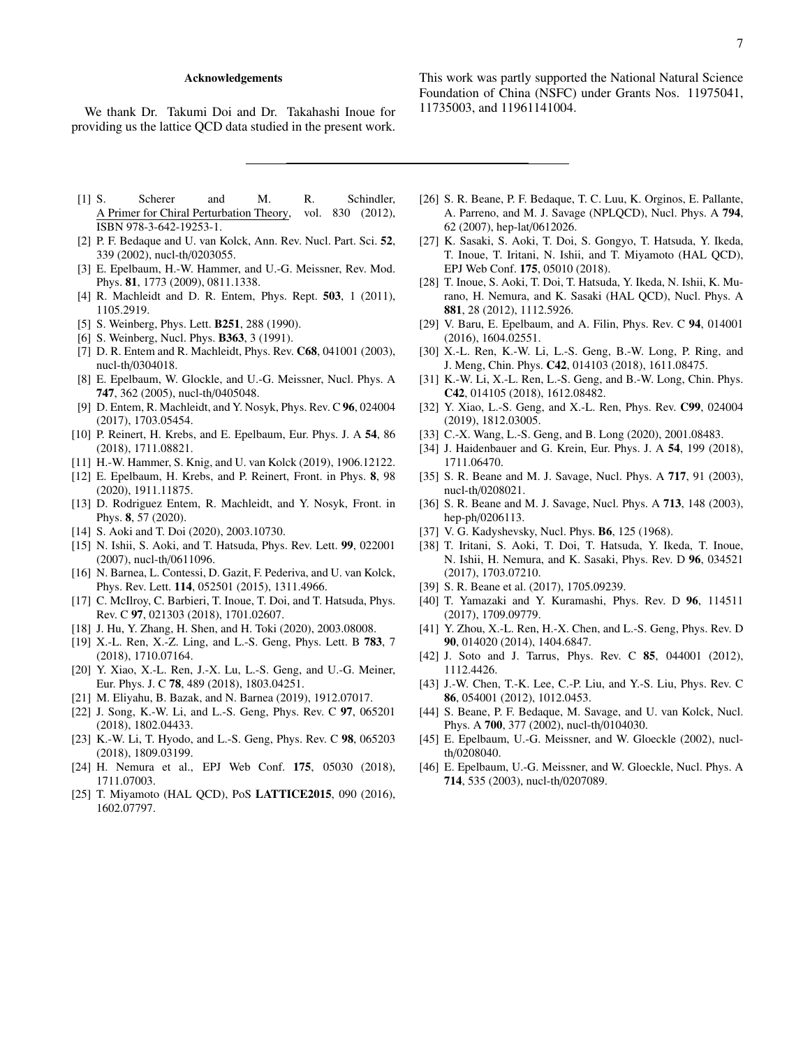### Acknowledgements

We thank Dr. Takumi Doi and Dr. Takahashi Inoue for providing us the lattice QCD data studied in the present work. This work was partly supported the National Natural Science Foundation of China (NSFC) under Grants Nos. 11975041, 11735003, and 11961141004.

---

[1] S. Scherer and M. R. Schindler, A Primer for Chiral Perturbation Theory, vol. 830 (2012), ISBN 978-3-642-19253-1.

[2] P. F. Bedaque and U. van Kolck, Ann. Rev. Nucl. Part. Sci. **52**, 339 (2002), nucl-th/0203055.

[3] E. Epelbaum, H.-W. Hammer, and U.-G. Meissner, Rev. Mod. Phys. **81**, 1773 (2009), 0811.1338.

[4] R. Machleidt and D. R. Entem, Phys. Rept. **503**, 1 (2011), 1105.2919.

[5] S. Weinberg, Phys. Lett. **B251**, 288 (1990).

[6] S. Weinberg, Nucl. Phys. **B363**, 3 (1991).

[7] D. R. Entem and R. Machleidt, Phys. Rev. **C68**, 041001 (2003), nucl-th/0304018.

[8] E. Epelbaum, W. Glockle, and U.-G. Meissner, Nucl. Phys. A **747**, 362 (2005), nucl-th/0405048.

[9] D. Entem, R. Machleidt, and Y. Nosyk, Phys. Rev. C **96**, 024004 (2017), 1703.05454.

[10] P. Reinert, H. Krebs, and E. Epelbaum, Eur. Phys. J. A **54**, 86 (2018), 1711.08821.

[11] H.-W. Hammer, S. Knig, and U. van Kolck (2019), 1906.12122.

[12] E. Epelbaum, H. Krebs, and P. Reinert, Front. in Phys. **8**, 98 (2020), 1911.11875.

[13] D. Rodriguez Entem, R. Machleidt, and Y. Nosyk, Front. in Phys. **8**, 57 (2020).

[14] S. Aoki and T. Doi (2020), 2003.10730.

[15] N. Ishii, S. Aoki, and T. Hatsuda, Phys. Rev. Lett. **99**, 022001 (2007), nucl-th/0611096.

[16] N. Barnea, L. Contessi, D. Gazit, F. Pederiva, and U. van Kolck, Phys. Rev. Lett. **114**, 052501 (2015), 1311.4966.

[17] C. McIlroy, C. Barbieri, T. Inoue, T. Doi, and T. Hatsuda, Phys. Rev. C **97**, 021303 (2018), 1701.02607.

[18] J. Hu, Y. Zhang, H. Shen, and H. Toki (2020), 2003.08008.

[19] X.-L. Ren, X.-Z. Ling, and L.-S. Geng, Phys. Lett. B **783**, 7 (2018), 1710.07164.

[20] Y. Xiao, X.-L. Ren, J.-X. Lu, L.-S. Geng, and U.-G. Meiner, Eur. Phys. J. C **78**, 489 (2018), 1803.04251.

[21] M. Eliyahu, B. Bazak, and N. Barnea (2019), 1912.07017.

[22] J. Song, K.-W. Li, and L.-S. Geng, Phys. Rev. C **97**, 065201 (2018), 1802.04433.

[23] K.-W. Li, T. Hyodo, and L.-S. Geng, Phys. Rev. C **98**, 065203 (2018), 1809.03199.

[24] H. Nemura et al., EPJ Web Conf. **175**, 05030 (2018), 1711.07003.

[25] T. Miyamoto (HAL QCD), PoS **LATTICE2015**, 090 (2016), 1602.07797.

[26] S. R. Beane, P. F. Bedaque, T. C. Luu, K. Orginos, E. Pallante, A. Parreno, and M. J. Savage (NPLQCD), Nucl. Phys. A **794**, 62 (2007), hep-lat/0612026.

[27] K. Sasaki, S. Aoki, T. Doi, S. Gongyo, T. Hatsuda, Y. Ikeda, T. Inoue, T. Iritani, N. Ishii, and T. Miyamoto (HAL QCD), EPJ Web Conf. **175**, 05010 (2018).

[28] T. Inoue, S. Aoki, T. Doi, T. Hatsuda, Y. Ikeda, N. Ishii, K. Murano, H. Nemura, and K. Sasaki (HAL QCD), Nucl. Phys. A **881**, 28 (2012), 1112.5926.

[29] V. Baru, E. Epelbaum, and A. Filin, Phys. Rev. C **94**, 014001 (2016), 1604.02551.

[30] X.-L. Ren, K.-W. Li, L.-S. Geng, B.-W. Long, P. Ring, and J. Meng, Chin. Phys. **C42**, 014103 (2018), 1611.08475.

[31] K.-W. Li, X.-L. Ren, L.-S. Geng, and B.-W. Long, Chin. Phys. **C42**, 014105 (2018), 1612.08482.

[32] Y. Xiao, L.-S. Geng, and X.-L. Ren, Phys. Rev. **C99**, 024004 (2019), 1812.03005.

[33] C.-X. Wang, L.-S. Geng, and B. Long (2020), 2001.08483.

[34] J. Haidenbauer and G. Krein, Eur. Phys. J. A **54**, 199 (2018), 1711.06470.

[35] S. R. Beane and M. J. Savage, Nucl. Phys. A **717**, 91 (2003), nucl-th/0208021.

[36] S. R. Beane and M. J. Savage, Nucl. Phys. A **713**, 148 (2003), hep-ph/0206113.

[37] V. G. Kadyshevsky, Nucl. Phys. **B6**, 125 (1968).

[38] T. Iritani, S. Aoki, T. Doi, T. Hatsuda, Y. Ikeda, T. Inoue, N. Ishii, H. Nemura, and K. Sasaki, Phys. Rev. D **96**, 034521 (2017), 1703.07210.

[39] S. R. Beane et al. (2017), 1705.09239.

[40] T. Yamazaki and Y. Kuramashi, Phys. Rev. D **96**, 114511 (2017), 1709.09779.

[41] Y. Zhou, X.-L. Ren, H.-X. Chen, and L.-S. Geng, Phys. Rev. D **90**, 014020 (2014), 1404.6847.

[42] J. Soto and J. Tarrus, Phys. Rev. C **85**, 044001 (2012), 1112.4426.

[43] J.-W. Chen, T.-K. Lee, C.-P. Liu, and Y.-S. Liu, Phys. Rev. C **86**, 054001 (2012), 1012.0453.

[44] S. Beane, P. F. Bedaque, M. Savage, and U. van Kolck, Nucl. Phys. A **700**, 377 (2002), nucl-th/0104030.

[45] E. Epelbaum, U.-G. Meissner, and W. Gloeckle (2002), nucl-th/0208040.

[46] E. Epelbaum, U.-G. Meissner, and W. Gloeckle, Nucl. Phys. A **714**, 535 (2003), nucl-th/0207089.